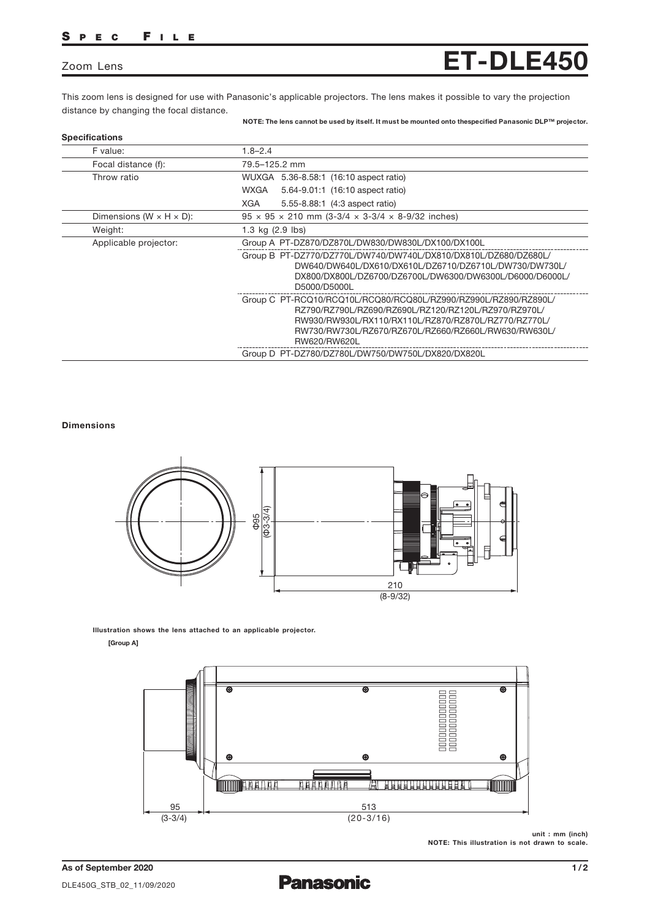# Zoom Lens ET-DLE450

This zoom lens is designed for use with Panasonic's applicable projectors. The lens makes it possible to vary the projection distance by changing the focal distance.

**NOTE: The lens cannot be used by itself. It must be mounted onto thespecified Panasonic DLP™ projector.**

## Specifications

| | |
|---|---|
| F value: | 1.8–2.4 |
| Focal distance (f): | 79.5–125.2 mm |
| Throw ratio | WUXGA 5.36-8.58:1 (16:10 aspect ratio)<br>WXGA 5.64-9.01:1 (16:10 aspect ratio)<br>XGA 5.55-8.88:1 (4:3 aspect ratio) |
| Dimensions (W × H × D): | 95 × 95 × 210 mm (3-3/4 × 3-3/4 × 8-9/32 inches) |
| Weight: | 1.3 kg (2.9 lbs) |
| Applicable projector: | Group A PT-DZ870/DZ870L/DW830/DW830L/DX100/DX100L |
| | Group B PT-DZ770/DZ770L/DW740/DW740L/DX810/DX810L/DZ680/DZ680L/DW640/DW640L/DX610/DX610L/DZ6710/DZ6710L/DW730/DW730L/DX800/DX800L/DZ6700/DZ6700L/DW6300/DW6300L/D6000/D6000L/D5000/D5000L |
| | Group C PT-RCQ10/RCQ10L/RCQ80/RCQ80L/RZ990/RZ990L/RZ890/RZ890L/RZ790/RZ790L/RZ690/RZ690L/RZ120/RZ120L/RZ970/RZ970L/RW930/RW930L/RX110/RX110L/RZ870/RZ870L/RZ770/RZ770L/RW730/RW730L/RZ670/RZ670L/RZ660/RZ660L/RW630/RW630L/RW620/RW620L |
| | Group D PT-DZ780/DZ780L/DW750/DW750L/DX820/DX820L |

## Dimensions

Φ95 (Φ3-3/4)

210 (8-9/32)

**Illustration shows the lens attached to an applicable projector.**

**[Group A]**

95 (3-3/4)

513 (20-3/16)

**unit : mm (inch)**
**NOTE: This illustration is not drawn to scale.**

**As of September 2020**

DLE450G_STB_02_11/09/2020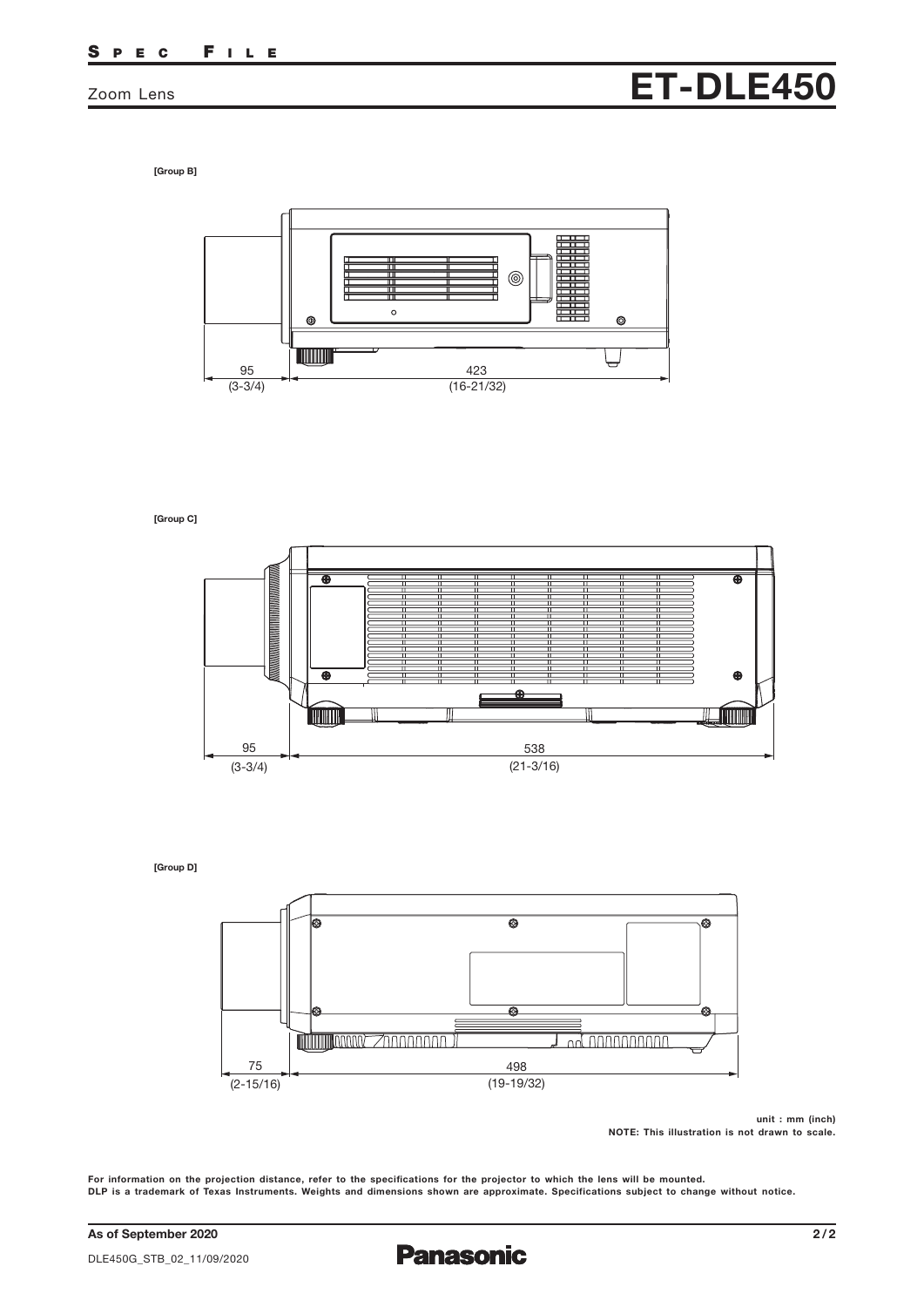[Group B]

95
(3-3/4)

423
(16-21/32)

[Group C]

95
(3-3/4)

538
(21-3/16)

[Group D]

75
(2-15/16)

498
(19-19/32)

**unit : mm (inch)**
**NOTE: This illustration is not drawn to scale.**

**For information on the projection distance, refer to the specifications for the projector to which the lens will be mounted.**
**DLP is a trademark of Texas Instruments. Weights and dimensions shown are approximate. Specifications subject to change without notice.**

**As of September 2020**

DLE450G_STB_02_11/09/2020